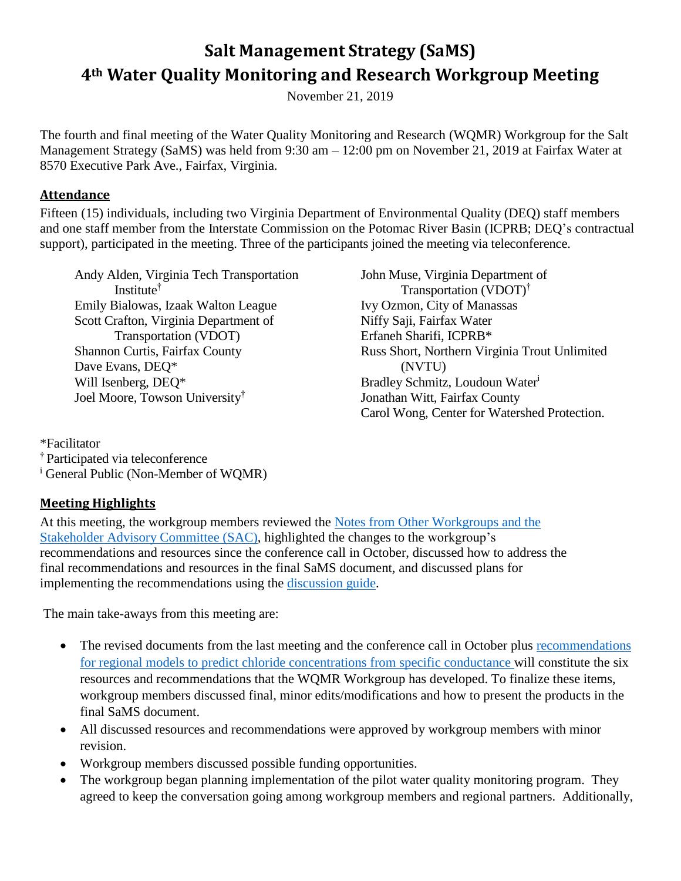# Salt Management Strategy (SaMS)

# 4th Water Quality Monitoring and Research Workgroup Meeting

November 21, 2019

The fourth and final meeting of the Water Quality Monitoring and Research (WQMR) Workgroup for the Salt Management Strategy (SaMS) was held from 9:30 am – 12:00 pm on November 21, 2019 at Fairfax Water at 8570 Executive Park Ave., Fairfax, Virginia.

## Attendance

Fifteen (15) individuals, including two Virginia Department of Environmental Quality (DEQ) staff members and one staff member from the Interstate Commission on the Potomac River Basin (ICPRB; DEQ's contractual support), participated in the meeting. Three of the participants joined the meeting via teleconference.

- Andy Alden, Virginia Tech Transportation Institute†
- Emily Bialowas, Izaak Walton League
- Scott Crafton, Virginia Department of Transportation (VDOT)
- Shannon Curtis, Fairfax County
- Dave Evans, DEQ*
- Will Isenberg, DEQ*
- Joel Moore, Towson University†
- John Muse, Virginia Department of Transportation (VDOT)†
- Ivy Ozmon, City of Manassas
- Niffy Saji, Fairfax Water
- Erfaneh Sharifi, ICPRB*
- Russ Short, Northern Virginia Trout Unlimited (NVTU)
- Bradley Schmitz, Loudoun Water[i]
- Jonathan Witt, Fairfax County
- Carol Wong, Center for Watershed Protection.

*Facilitator
† Participated via teleconference
[i] General Public (Non-Member of WQMR)

## Meeting Highlights

At this meeting, the workgroup members reviewed the Notes from Other Workgroups and the Stakeholder Advisory Committee (SAC), highlighted the changes to the workgroup's recommendations and resources since the conference call in October, discussed how to address the final recommendations and resources in the final SaMS document, and discussed plans for implementing the recommendations using the discussion guide.

The main take-aways from this meeting are:

- The revised documents from the last meeting and the conference call in October plus recommendations for regional models to predict chloride concentrations from specific conductance will constitute the six resources and recommendations that the WQMR Workgroup has developed. To finalize these items, workgroup members discussed final, minor edits/modifications and how to present the products in the final SaMS document.
- All discussed resources and recommendations were approved by workgroup members with minor revision.
- Workgroup members discussed possible funding opportunities.
- The workgroup began planning implementation of the pilot water quality monitoring program. They agreed to keep the conversation going among workgroup members and regional partners. Additionally,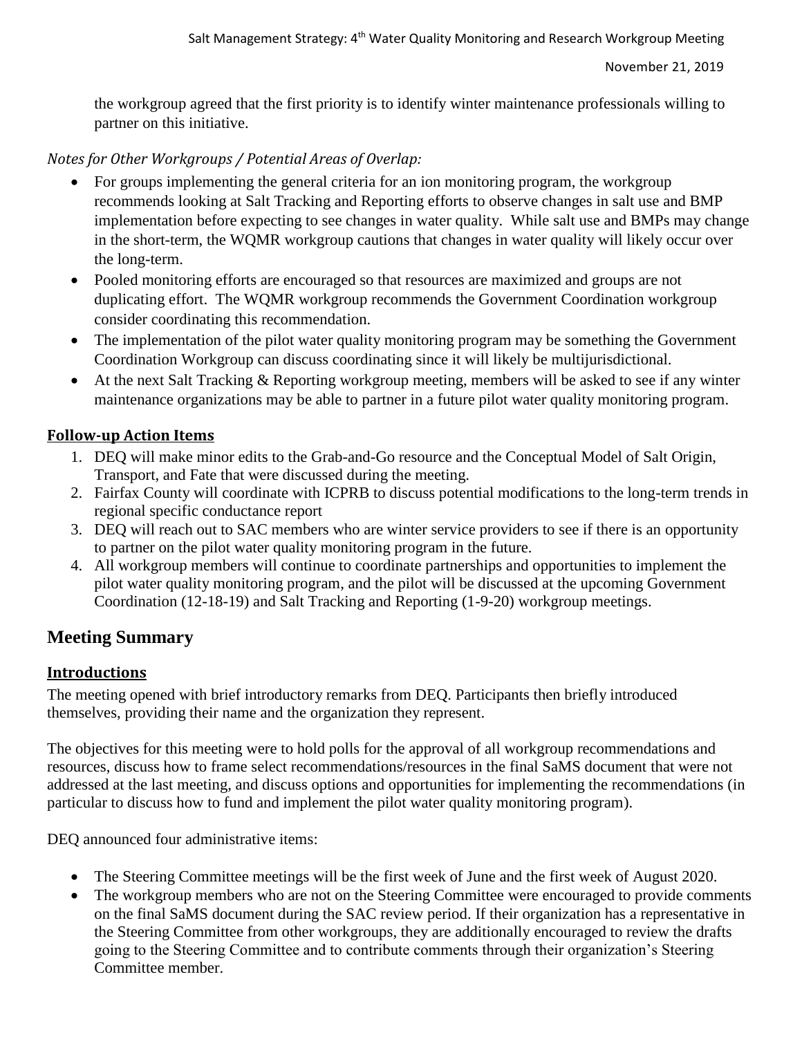the workgroup agreed that the first priority is to identify winter maintenance professionals willing to partner on this initiative.

*Notes for Other Workgroups / Potential Areas of Overlap:*

- For groups implementing the general criteria for an ion monitoring program, the workgroup recommends looking at Salt Tracking and Reporting efforts to observe changes in salt use and BMP implementation before expecting to see changes in water quality. While salt use and BMPs may change in the short-term, the WQMR workgroup cautions that changes in water quality will likely occur over the long-term.
- Pooled monitoring efforts are encouraged so that resources are maximized and groups are not duplicating effort. The WQMR workgroup recommends the Government Coordination workgroup consider coordinating this recommendation.
- The implementation of the pilot water quality monitoring program may be something the Government Coordination Workgroup can discuss coordinating since it will likely be multijurisdictional.
- At the next Salt Tracking & Reporting workgroup meeting, members will be asked to see if any winter maintenance organizations may be able to partner in a future pilot water quality monitoring program.

## Follow-up Action Items

1. DEQ will make minor edits to the Grab-and-Go resource and the Conceptual Model of Salt Origin, Transport, and Fate that were discussed during the meeting.
2. Fairfax County will coordinate with ICPRB to discuss potential modifications to the long-term trends in regional specific conductance report
3. DEQ will reach out to SAC members who are winter service providers to see if there is an opportunity to partner on the pilot water quality monitoring program in the future.
4. All workgroup members will continue to coordinate partnerships and opportunities to implement the pilot water quality monitoring program, and the pilot will be discussed at the upcoming Government Coordination (12-18-19) and Salt Tracking and Reporting (1-9-20) workgroup meetings.

# Meeting Summary

## Introductions

The meeting opened with brief introductory remarks from DEQ. Participants then briefly introduced themselves, providing their name and the organization they represent.

The objectives for this meeting were to hold polls for the approval of all workgroup recommendations and resources, discuss how to frame select recommendations/resources in the final SaMS document that were not addressed at the last meeting, and discuss options and opportunities for implementing the recommendations (in particular to discuss how to fund and implement the pilot water quality monitoring program).

DEQ announced four administrative items:

- The Steering Committee meetings will be the first week of June and the first week of August 2020.
- The workgroup members who are not on the Steering Committee were encouraged to provide comments on the final SaMS document during the SAC review period. If their organization has a representative in the Steering Committee from other workgroups, they are additionally encouraged to review the drafts going to the Steering Committee and to contribute comments through their organization's Steering Committee member.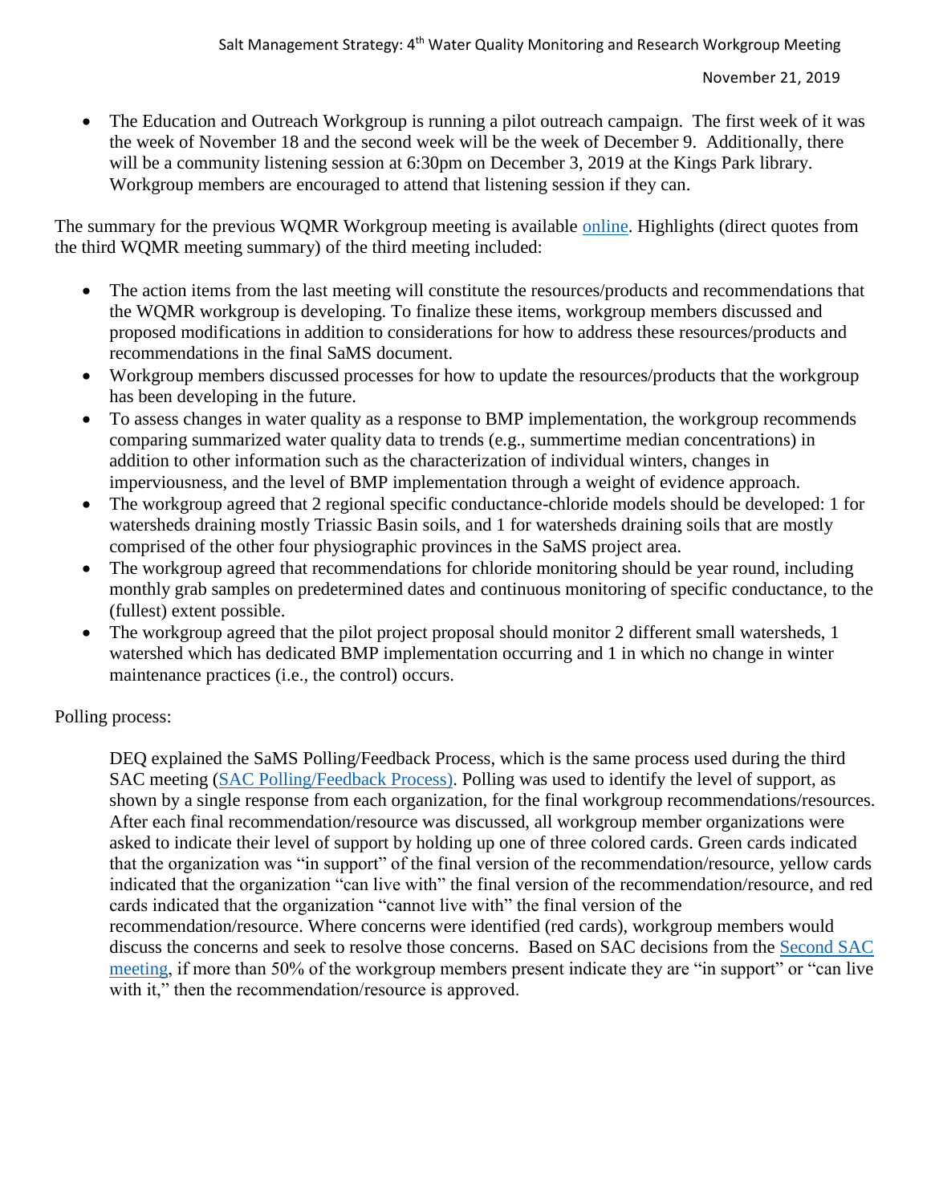- The Education and Outreach Workgroup is running a pilot outreach campaign. The first week of it was the week of November 18 and the second week will be the week of December 9. Additionally, there will be a community listening session at 6:30pm on December 3, 2019 at the Kings Park library. Workgroup members are encouraged to attend that listening session if they can.

The summary for the previous WQMR Workgroup meeting is available [online](). Highlights (direct quotes from the third WQMR meeting summary) of the third meeting included:

- The action items from the last meeting will constitute the resources/products and recommendations that the WQMR workgroup is developing. To finalize these items, workgroup members discussed and proposed modifications in addition to considerations for how to address these resources/products and recommendations in the final SaMS document.
- Workgroup members discussed processes for how to update the resources/products that the workgroup has been developing in the future.
- To assess changes in water quality as a response to BMP implementation, the workgroup recommends comparing summarized water quality data to trends (e.g., summertime median concentrations) in addition to other information such as the characterization of individual winters, changes in imperviousness, and the level of BMP implementation through a weight of evidence approach.
- The workgroup agreed that 2 regional specific conductance-chloride models should be developed: 1 for watersheds draining mostly Triassic Basin soils, and 1 for watersheds draining soils that are mostly comprised of the other four physiographic provinces in the SaMS project area.
- The workgroup agreed that recommendations for chloride monitoring should be year round, including monthly grab samples on predetermined dates and continuous monitoring of specific conductance, to the (fullest) extent possible.
- The workgroup agreed that the pilot project proposal should monitor 2 different small watersheds, 1 watershed which has dedicated BMP implementation occurring and 1 in which no change in winter maintenance practices (i.e., the control) occurs.

Polling process:

> DEQ explained the SaMS Polling/Feedback Process, which is the same process used during the third SAC meeting ([SAC Polling/Feedback Process)](). Polling was used to identify the level of support, as shown by a single response from each organization, for the final workgroup recommendations/resources. After each final recommendation/resource was discussed, all workgroup member organizations were asked to indicate their level of support by holding up one of three colored cards. Green cards indicated that the organization was "in support" of the final version of the recommendation/resource, yellow cards indicated that the organization "can live with" the final version of the recommendation/resource, and red cards indicated that the organization "cannot live with" the final version of the recommendation/resource. Where concerns were identified (red cards), workgroup members would discuss the concerns and seek to resolve those concerns. Based on SAC decisions from the [Second SAC meeting](), if more than 50% of the workgroup members present indicate they are "in support" or "can live with it," then the recommendation/resource is approved.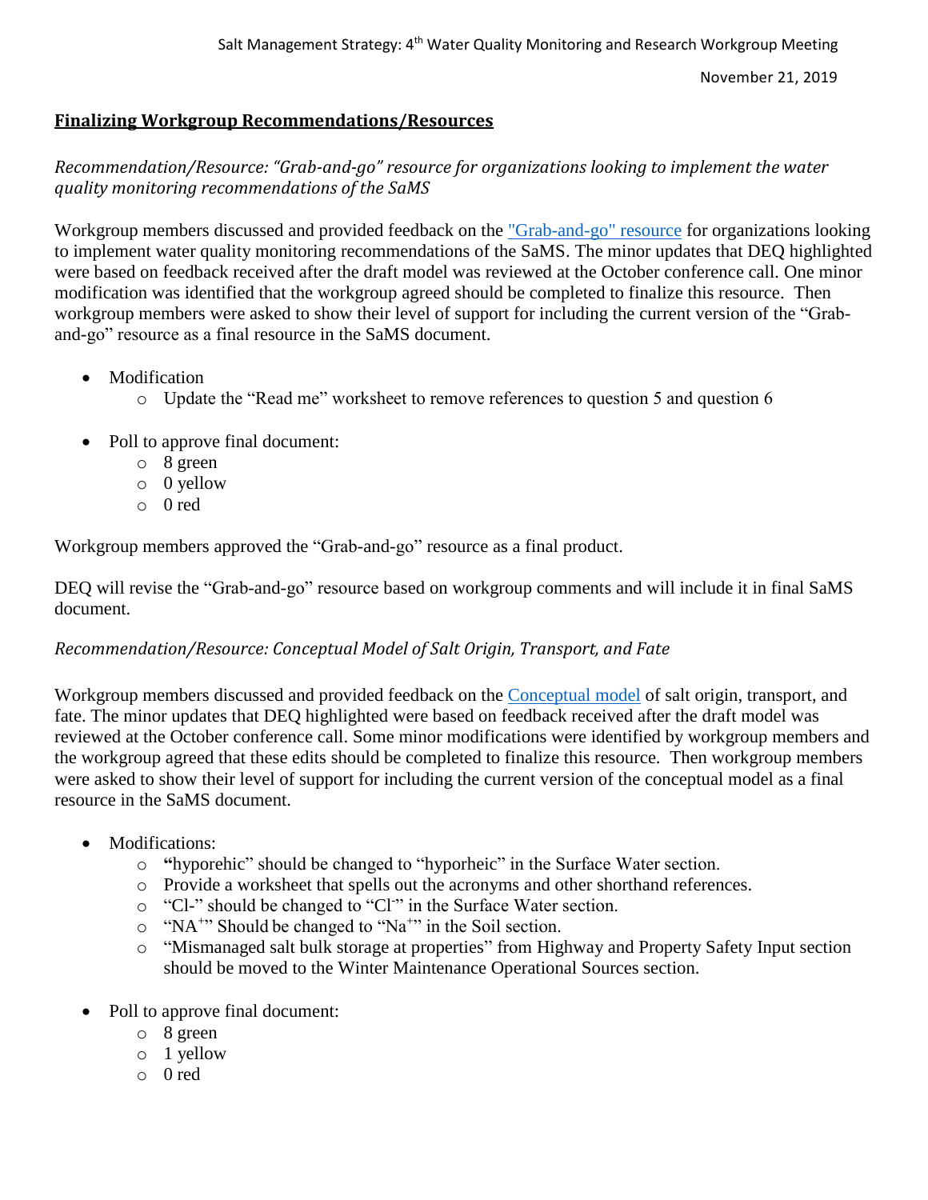## Finalizing Workgroup Recommendations/Resources

*Recommendation/Resource: "Grab-and-go" resource for organizations looking to implement the water quality monitoring recommendations of the SaMS*

Workgroup members discussed and provided feedback on the "Grab-and-go" resource for organizations looking to implement water quality monitoring recommendations of the SaMS. The minor updates that DEQ highlighted were based on feedback received after the draft model was reviewed at the October conference call. One minor modification was identified that the workgroup agreed should be completed to finalize this resource. Then workgroup members were asked to show their level of support for including the current version of the "Grab-and-go" resource as a final resource in the SaMS document.

- Modification
  - Update the "Read me" worksheet to remove references to question 5 and question 6
- Poll to approve final document:
  - 8 green
  - 0 yellow
  - 0 red

Workgroup members approved the "Grab-and-go" resource as a final product.

DEQ will revise the "Grab-and-go" resource based on workgroup comments and will include it in final SaMS document.

*Recommendation/Resource: Conceptual Model of Salt Origin, Transport, and Fate*

Workgroup members discussed and provided feedback on the Conceptual model of salt origin, transport, and fate. The minor updates that DEQ highlighted were based on feedback received after the draft model was reviewed at the October conference call. Some minor modifications were identified by workgroup members and the workgroup agreed that these edits should be completed to finalize this resource. Then workgroup members were asked to show their level of support for including the current version of the conceptual model as a final resource in the SaMS document.

- Modifications:
  - **"**hyporehic" should be changed to "hyporheic" in the Surface Water section.
  - Provide a worksheet that spells out the acronyms and other shorthand references.
  - "Cl-" should be changed to "$Cl^-$" in the Surface Water section.
  - "$NA^+$" Should be changed to "$Na^+$" in the Soil section.
  - "Mismanaged salt bulk storage at properties" from Highway and Property Safety Input section should be moved to the Winter Maintenance Operational Sources section.
- Poll to approve final document:
  - 8 green
  - 1 yellow
  - 0 red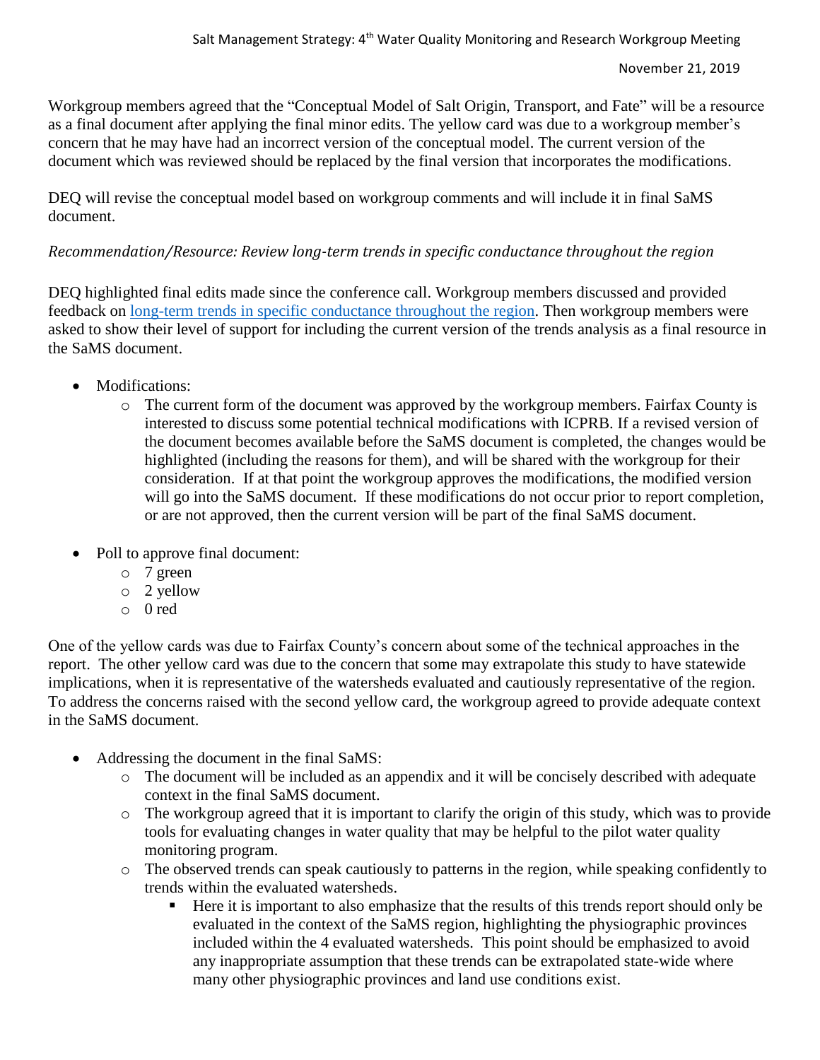Workgroup members agreed that the "Conceptual Model of Salt Origin, Transport, and Fate" will be a resource as a final document after applying the final minor edits. The yellow card was due to a workgroup member's concern that he may have had an incorrect version of the conceptual model. The current version of the document which was reviewed should be replaced by the final version that incorporates the modifications.

DEQ will revise the conceptual model based on workgroup comments and will include it in final SaMS document.

*Recommendation/Resource: Review long-term trends in specific conductance throughout the region*

DEQ highlighted final edits made since the conference call. Workgroup members discussed and provided feedback on long-term trends in specific conductance throughout the region. Then workgroup members were asked to show their level of support for including the current version of the trends analysis as a final resource in the SaMS document.

- Modifications:
  - The current form of the document was approved by the workgroup members. Fairfax County is interested to discuss some potential technical modifications with ICPRB. If a revised version of the document becomes available before the SaMS document is completed, the changes would be highlighted (including the reasons for them), and will be shared with the workgroup for their consideration. If at that point the workgroup approves the modifications, the modified version will go into the SaMS document. If these modifications do not occur prior to report completion, or are not approved, then the current version will be part of the final SaMS document.

- Poll to approve final document:
  - 7 green
  - 2 yellow
  - 0 red

One of the yellow cards was due to Fairfax County's concern about some of the technical approaches in the report. The other yellow card was due to the concern that some may extrapolate this study to have statewide implications, when it is representative of the watersheds evaluated and cautiously representative of the region. To address the concerns raised with the second yellow card, the workgroup agreed to provide adequate context in the SaMS document.

- Addressing the document in the final SaMS:
  - The document will be included as an appendix and it will be concisely described with adequate context in the final SaMS document.
  - The workgroup agreed that it is important to clarify the origin of this study, which was to provide tools for evaluating changes in water quality that may be helpful to the pilot water quality monitoring program.
  - The observed trends can speak cautiously to patterns in the region, while speaking confidently to trends within the evaluated watersheds.
    - Here it is important to also emphasize that the results of this trends report should only be evaluated in the context of the SaMS region, highlighting the physiographic provinces included within the 4 evaluated watersheds. This point should be emphasized to avoid any inappropriate assumption that these trends can be extrapolated state-wide where many other physiographic provinces and land use conditions exist.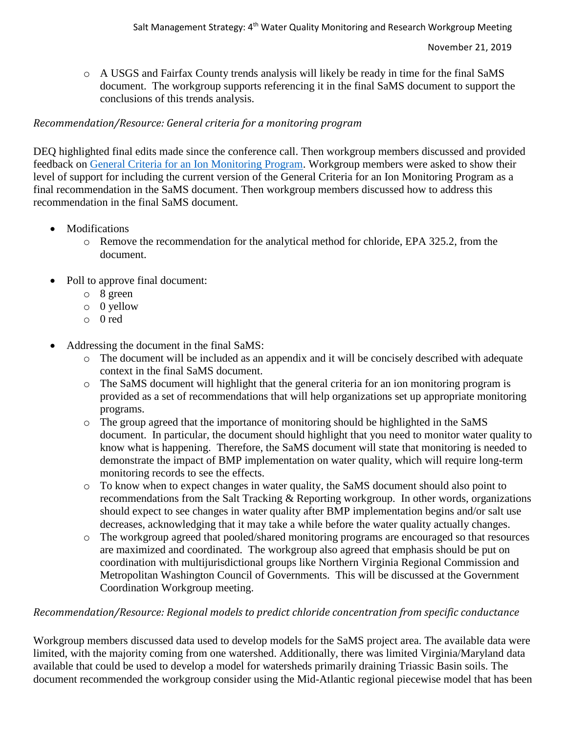- A USGS and Fairfax County trends analysis will likely be ready in time for the final SaMS document. The workgroup supports referencing it in the final SaMS document to support the conclusions of this trends analysis.

*Recommendation/Resource: General criteria for a monitoring program*

DEQ highlighted final edits made since the conference call. Then workgroup members discussed and provided feedback on General Criteria for an Ion Monitoring Program. Workgroup members were asked to show their level of support for including the current version of the General Criteria for an Ion Monitoring Program as a final recommendation in the SaMS document. Then workgroup members discussed how to address this recommendation in the final SaMS document.

- Modifications
  - Remove the recommendation for the analytical method for chloride, EPA 325.2, from the document.
- Poll to approve final document:
  - 8 green
  - 0 yellow
  - 0 red
- Addressing the document in the final SaMS:
  - The document will be included as an appendix and it will be concisely described with adequate context in the final SaMS document.
  - The SaMS document will highlight that the general criteria for an ion monitoring program is provided as a set of recommendations that will help organizations set up appropriate monitoring programs.
  - The group agreed that the importance of monitoring should be highlighted in the SaMS document. In particular, the document should highlight that you need to monitor water quality to know what is happening. Therefore, the SaMS document will state that monitoring is needed to demonstrate the impact of BMP implementation on water quality, which will require long-term monitoring records to see the effects.
  - To know when to expect changes in water quality, the SaMS document should also point to recommendations from the Salt Tracking & Reporting workgroup. In other words, organizations should expect to see changes in water quality after BMP implementation begins and/or salt use decreases, acknowledging that it may take a while before the water quality actually changes.
  - The workgroup agreed that pooled/shared monitoring programs are encouraged so that resources are maximized and coordinated. The workgroup also agreed that emphasis should be put on coordination with multijurisdictional groups like Northern Virginia Regional Commission and Metropolitan Washington Council of Governments. This will be discussed at the Government Coordination Workgroup meeting.

*Recommendation/Resource: Regional models to predict chloride concentration from specific conductance*

Workgroup members discussed data used to develop models for the SaMS project area. The available data were limited, with the majority coming from one watershed. Additionally, there was limited Virginia/Maryland data available that could be used to develop a model for watersheds primarily draining Triassic Basin soils. The document recommended the workgroup consider using the Mid-Atlantic regional piecewise model that has been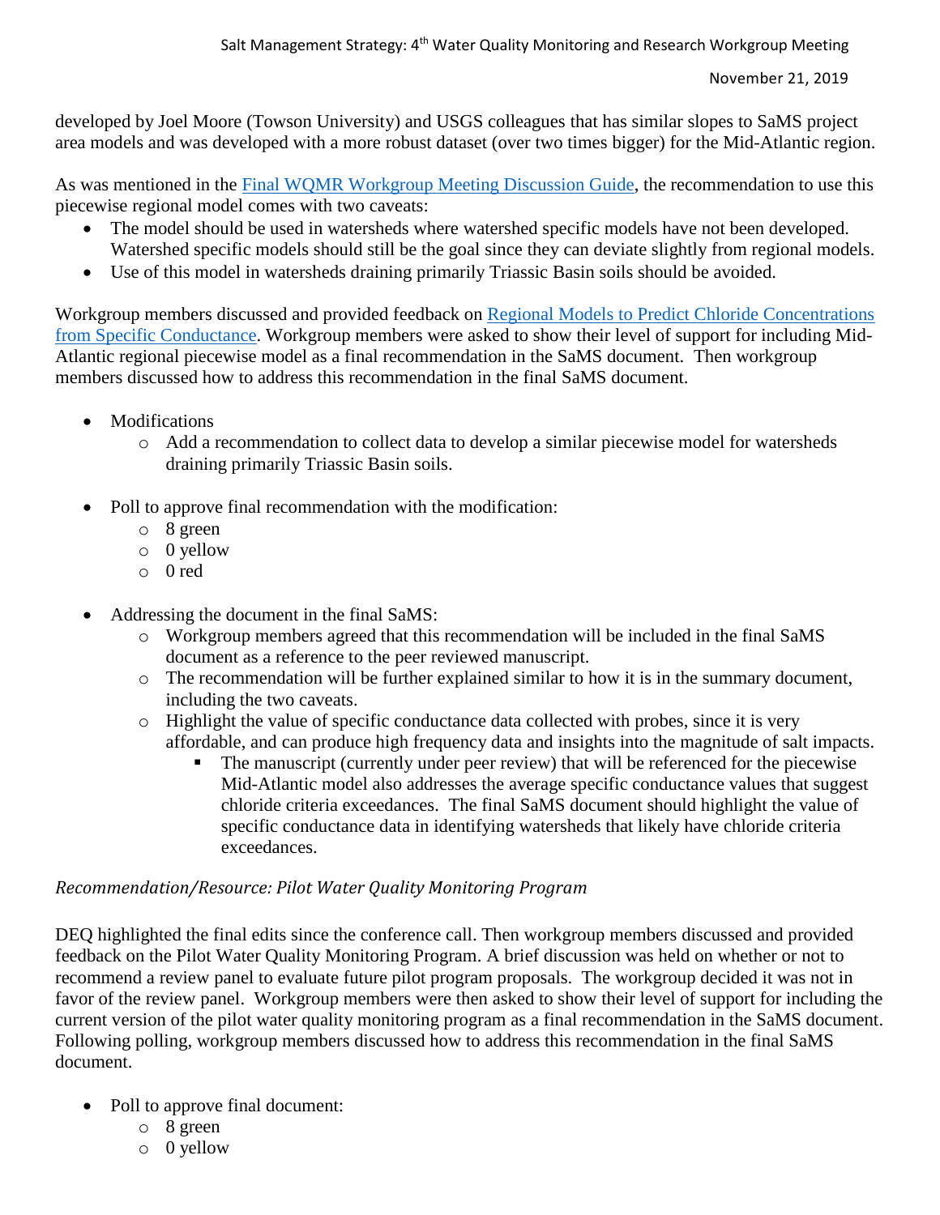developed by Joel Moore (Towson University) and USGS colleagues that has similar slopes to SaMS project area models and was developed with a more robust dataset (over two times bigger) for the Mid-Atlantic region.

As was mentioned in the Final WQMR Workgroup Meeting Discussion Guide, the recommendation to use this piecewise regional model comes with two caveats:

- The model should be used in watersheds where watershed specific models have not been developed. Watershed specific models should still be the goal since they can deviate slightly from regional models.
- Use of this model in watersheds draining primarily Triassic Basin soils should be avoided.

Workgroup members discussed and provided feedback on Regional Models to Predict Chloride Concentrations from Specific Conductance. Workgroup members were asked to show their level of support for including Mid-Atlantic regional piecewise model as a final recommendation in the SaMS document. Then workgroup members discussed how to address this recommendation in the final SaMS document.

- Modifications
  - Add a recommendation to collect data to develop a similar piecewise model for watersheds draining primarily Triassic Basin soils.

- Poll to approve final recommendation with the modification:
  - 8 green
  - 0 yellow
  - 0 red

- Addressing the document in the final SaMS:
  - Workgroup members agreed that this recommendation will be included in the final SaMS document as a reference to the peer reviewed manuscript.
  - The recommendation will be further explained similar to how it is in the summary document, including the two caveats.
  - Highlight the value of specific conductance data collected with probes, since it is very affordable, and can produce high frequency data and insights into the magnitude of salt impacts.
    - The manuscript (currently under peer review) that will be referenced for the piecewise Mid-Atlantic model also addresses the average specific conductance values that suggest chloride criteria exceedances. The final SaMS document should highlight the value of specific conductance data in identifying watersheds that likely have chloride criteria exceedances.

*Recommendation/Resource: Pilot Water Quality Monitoring Program*

DEQ highlighted the final edits since the conference call. Then workgroup members discussed and provided feedback on the Pilot Water Quality Monitoring Program. A brief discussion was held on whether or not to recommend a review panel to evaluate future pilot program proposals. The workgroup decided it was not in favor of the review panel. Workgroup members were then asked to show their level of support for including the current version of the pilot water quality monitoring program as a final recommendation in the SaMS document. Following polling, workgroup members discussed how to address this recommendation in the final SaMS document.

- Poll to approve final document:
  - 8 green
  - 0 yellow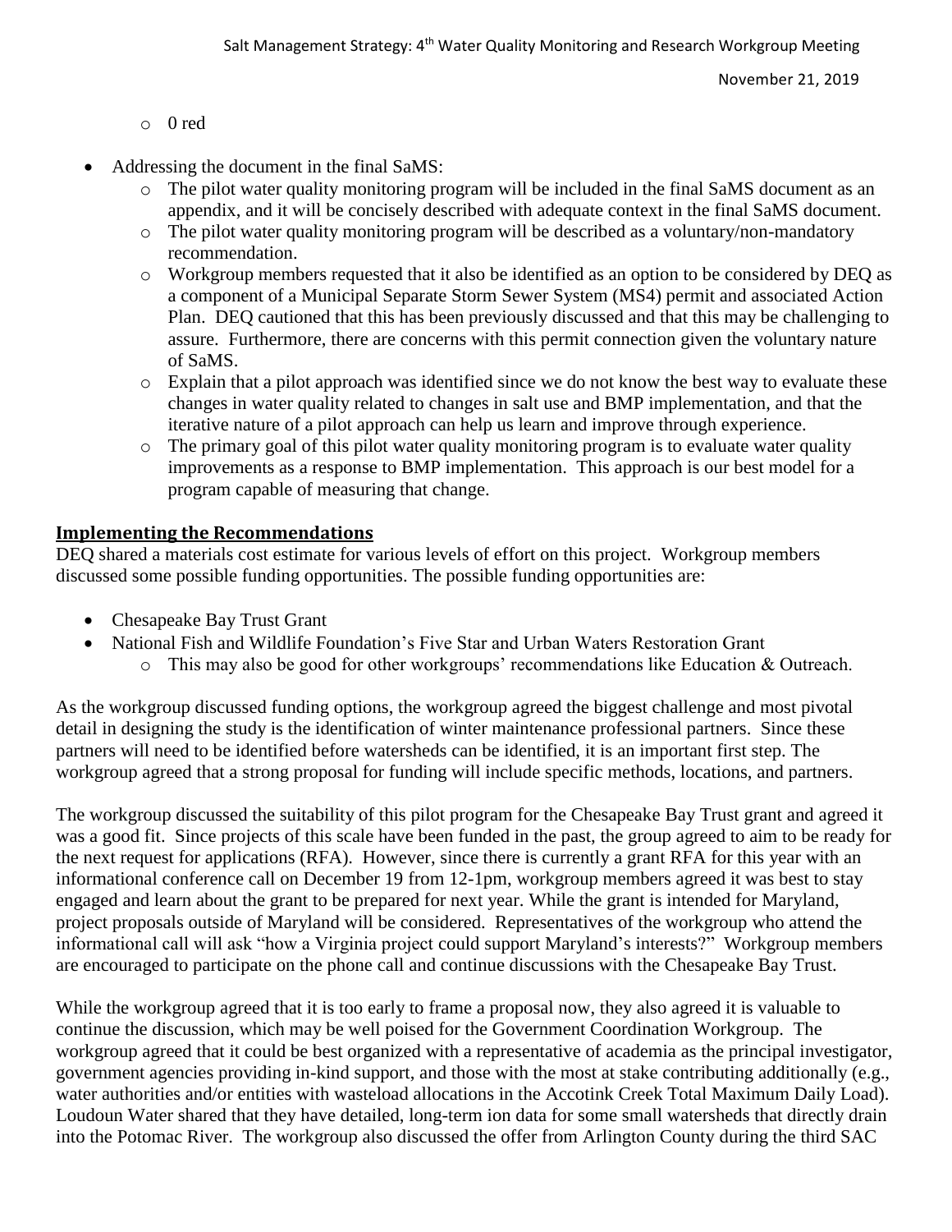- 0 red

- Addressing the document in the final SaMS:
    - The pilot water quality monitoring program will be included in the final SaMS document as an appendix, and it will be concisely described with adequate context in the final SaMS document.
    - The pilot water quality monitoring program will be described as a voluntary/non-mandatory recommendation.
    - Workgroup members requested that it also be identified as an option to be considered by DEQ as a component of a Municipal Separate Storm Sewer System (MS4) permit and associated Action Plan. DEQ cautioned that this has been previously discussed and that this may be challenging to assure. Furthermore, there are concerns with this permit connection given the voluntary nature of SaMS.
    - Explain that a pilot approach was identified since we do not know the best way to evaluate these changes in water quality related to changes in salt use and BMP implementation, and that the iterative nature of a pilot approach can help us learn and improve through experience.
    - The primary goal of this pilot water quality monitoring program is to evaluate water quality improvements as a response to BMP implementation. This approach is our best model for a program capable of measuring that change.

## Implementing the Recommendations

DEQ shared a materials cost estimate for various levels of effort on this project. Workgroup members discussed some possible funding opportunities. The possible funding opportunities are:

- Chesapeake Bay Trust Grant
- National Fish and Wildlife Foundation's Five Star and Urban Waters Restoration Grant
    - This may also be good for other workgroups' recommendations like Education & Outreach.

As the workgroup discussed funding options, the workgroup agreed the biggest challenge and most pivotal detail in designing the study is the identification of winter maintenance professional partners. Since these partners will need to be identified before watersheds can be identified, it is an important first step. The workgroup agreed that a strong proposal for funding will include specific methods, locations, and partners.

The workgroup discussed the suitability of this pilot program for the Chesapeake Bay Trust grant and agreed it was a good fit. Since projects of this scale have been funded in the past, the group agreed to aim to be ready for the next request for applications (RFA). However, since there is currently a grant RFA for this year with an informational conference call on December 19 from 12-1pm, workgroup members agreed it was best to stay engaged and learn about the grant to be prepared for next year. While the grant is intended for Maryland, project proposals outside of Maryland will be considered. Representatives of the workgroup who attend the informational call will ask "how a Virginia project could support Maryland's interests?" Workgroup members are encouraged to participate on the phone call and continue discussions with the Chesapeake Bay Trust.

While the workgroup agreed that it is too early to frame a proposal now, they also agreed it is valuable to continue the discussion, which may be well poised for the Government Coordination Workgroup. The workgroup agreed that it could be best organized with a representative of academia as the principal investigator, government agencies providing in-kind support, and those with the most at stake contributing additionally (e.g., water authorities and/or entities with wasteload allocations in the Accotink Creek Total Maximum Daily Load). Loudoun Water shared that they have detailed, long-term ion data for some small watersheds that directly drain into the Potomac River. The workgroup also discussed the offer from Arlington County during the third SAC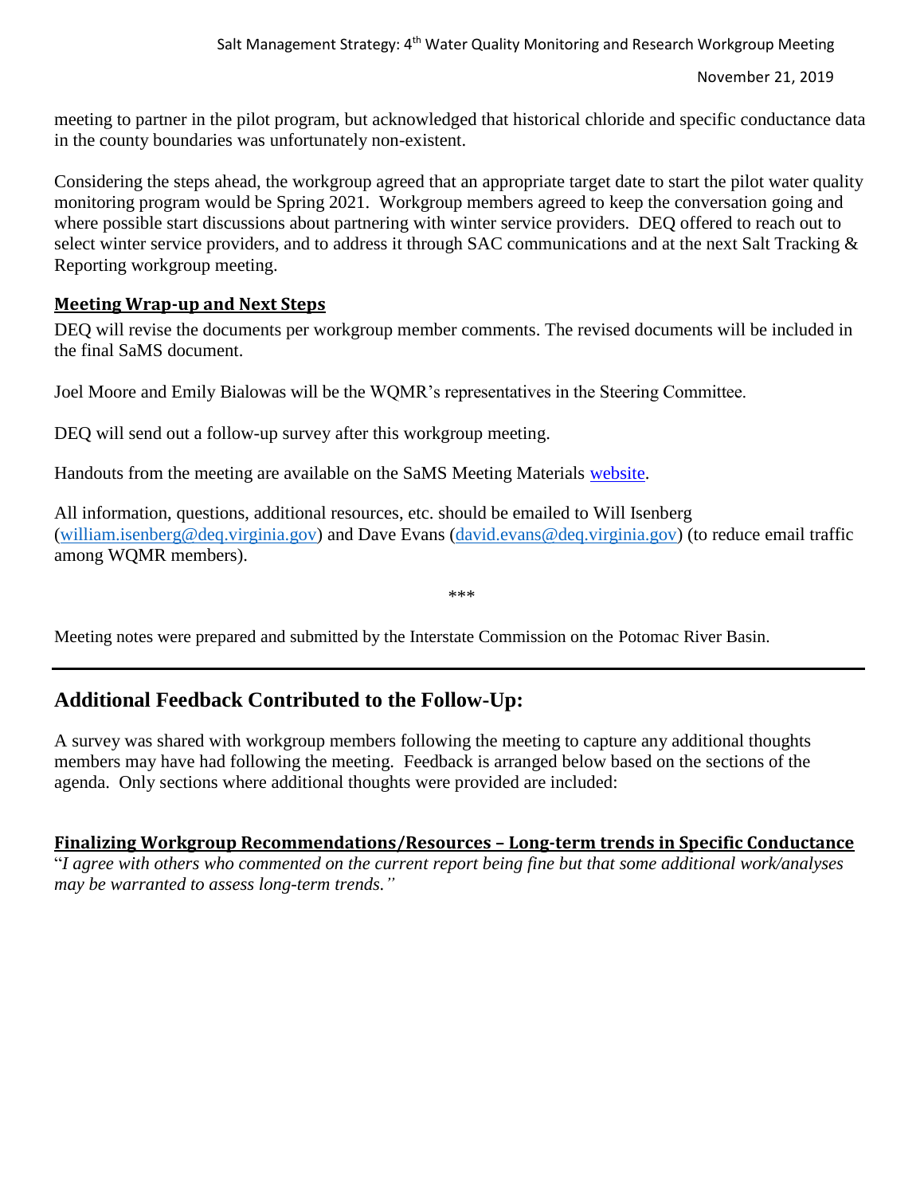meeting to partner in the pilot program, but acknowledged that historical chloride and specific conductance data in the county boundaries was unfortunately non-existent.

Considering the steps ahead, the workgroup agreed that an appropriate target date to start the pilot water quality monitoring program would be Spring 2021. Workgroup members agreed to keep the conversation going and where possible start discussions about partnering with winter service providers. DEQ offered to reach out to select winter service providers, and to address it through SAC communications and at the next Salt Tracking & Reporting workgroup meeting.

## Meeting Wrap-up and Next Steps

DEQ will revise the documents per workgroup member comments. The revised documents will be included in the final SaMS document.

Joel Moore and Emily Bialowas will be the WQMR's representatives in the Steering Committee.

DEQ will send out a follow-up survey after this workgroup meeting.

Handouts from the meeting are available on the SaMS Meeting Materials website.

All information, questions, additional resources, etc. should be emailed to Will Isenberg (william.isenberg@deq.virginia.gov) and Dave Evans (david.evans@deq.virginia.gov) (to reduce email traffic among WQMR members).

***

Meeting notes were prepared and submitted by the Interstate Commission on the Potomac River Basin.

---

## Additional Feedback Contributed to the Follow-Up:

A survey was shared with workgroup members following the meeting to capture any additional thoughts members may have had following the meeting. Feedback is arranged below based on the sections of the agenda. Only sections where additional thoughts were provided are included:

### Finalizing Workgroup Recommendations/Resources – Long-term trends in Specific Conductance

"*I agree with others who commented on the current report being fine but that some additional work/analyses may be warranted to assess long-term trends.*"